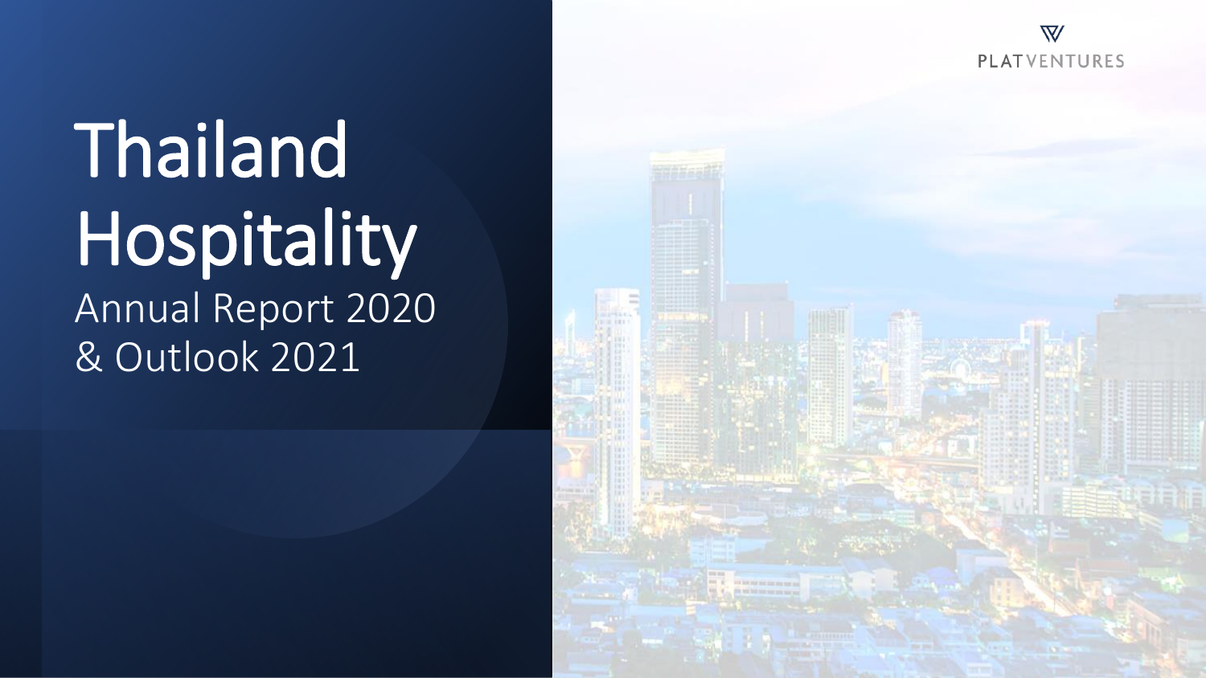PLATVENTURES

# Thailand Hospitality

Annual Report 2020
& Outlook 2021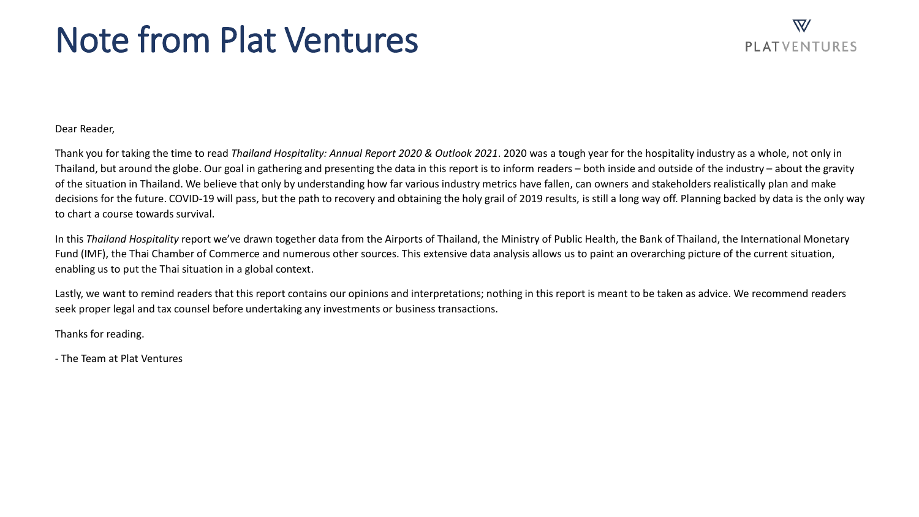# Note from Plat Ventures

Dear Reader,

Thank you for taking the time to read *Thailand Hospitality: Annual Report 2020 & Outlook 2021*. 2020 was a tough year for the hospitality industry as a whole, not only in Thailand, but around the globe. Our goal in gathering and presenting the data in this report is to inform readers – both inside and outside of the industry – about the gravity of the situation in Thailand. We believe that only by understanding how far various industry metrics have fallen, can owners and stakeholders realistically plan and make decisions for the future. COVID-19 will pass, but the path to recovery and obtaining the holy grail of 2019 results, is still a long way off. Planning backed by data is the only way to chart a course towards survival.

In this *Thailand Hospitality* report we've drawn together data from the Airports of Thailand, the Ministry of Public Health, the Bank of Thailand, the International Monetary Fund (IMF), the Thai Chamber of Commerce and numerous other sources. This extensive data analysis allows us to paint an overarching picture of the current situation, enabling us to put the Thai situation in a global context.

Lastly, we want to remind readers that this report contains our opinions and interpretations; nothing in this report is meant to be taken as advice. We recommend readers seek proper legal and tax counsel before undertaking any investments or business transactions.

Thanks for reading.

- The Team at Plat Ventures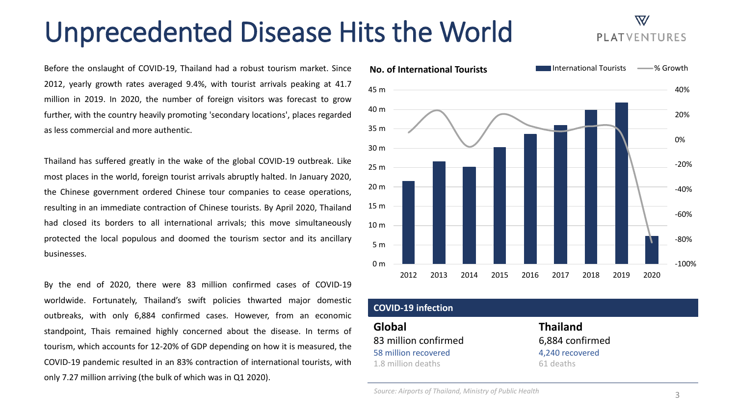# Unprecedented Disease Hits the World

Before the onslaught of COVID-19, Thailand had a robust tourism market. Since 2012, yearly growth rates averaged 9.4%, with tourist arrivals peaking at 41.7 million in 2019. In 2020, the number of foreign visitors was forecast to grow further, with the country heavily promoting 'secondary locations', places regarded as less commercial and more authentic.

Thailand has suffered greatly in the wake of the global COVID-19 outbreak. Like most places in the world, foreign tourist arrivals abruptly halted. In January 2020, the Chinese government ordered Chinese tour companies to cease operations, resulting in an immediate contraction of Chinese tourists. By April 2020, Thailand had closed its borders to all international arrivals; this move simultaneously protected the local populous and doomed the tourism sector and its ancillary businesses.

By the end of 2020, there were 83 million confirmed cases of COVID-19 worldwide. Fortunately, Thailand's swift policies thwarted major domestic outbreaks, with only 6,884 confirmed cases. However, from an economic standpoint, Thais remained highly concerned about the disease. In terms of tourism, which accounts for 12-20% of GDP depending on how it is measured, the COVID-19 pandemic resulted in an 83% contraction of international tourists, with only 7.27 million arriving (the bulk of which was in Q1 2020).

**No. of International Tourists**

Legend: International Tourists; % Growth

Left axis: 0 m – 45 m; Right axis: -100% – 40%; Years: 2012, 2013, 2014, 2015, 2016, 2017, 2018, 2019, 2020

**COVID-19 infection**

| Global | Thailand |
|---|---|
| 83 million confirmed | 6,884 confirmed |
| 58 million recovered | 4,240 recovered |
| 1.8 million deaths | 61 deaths |

*Source: Airports of Thailand, Ministry of Public Health*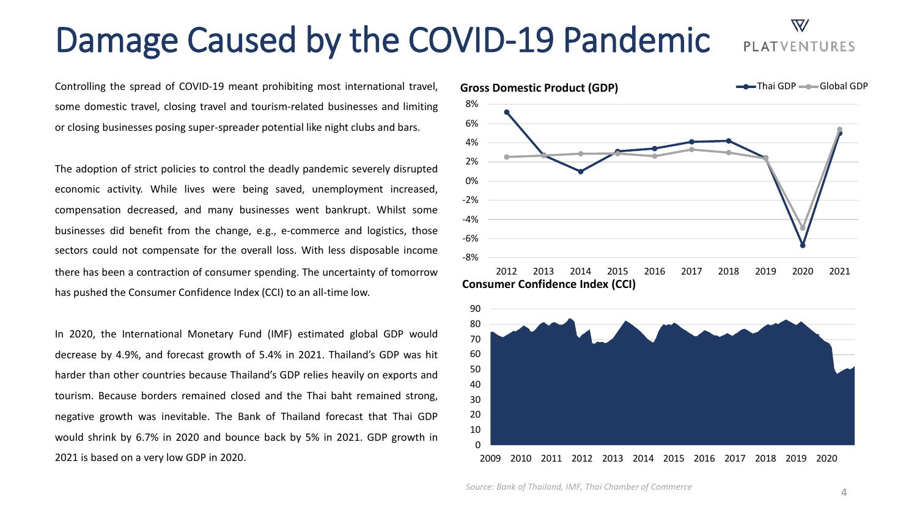# Damage Caused by the COVID-19 Pandemic

Controlling the spread of COVID-19 meant prohibiting most international travel, some domestic travel, closing travel and tourism-related businesses and limiting or closing businesses posing super-spreader potential like night clubs and bars.

The adoption of strict policies to control the deadly pandemic severely disrupted economic activity. While lives were being saved, unemployment increased, compensation decreased, and many businesses went bankrupt. Whilst some businesses did benefit from the change, e.g., e-commerce and logistics, those sectors could not compensate for the overall loss. With less disposable income there has been a contraction of consumer spending. The uncertainty of tomorrow has pushed the Consumer Confidence Index (CCI) to an all-time low.

In 2020, the International Monetary Fund (IMF) estimated global GDP would decrease by 4.9%, and forecast growth of 5.4% in 2021. Thailand's GDP was hit harder than other countries because Thailand's GDP relies heavily on exports and tourism. Because borders remained closed and the Thai baht remained strong, negative growth was inevitable. The Bank of Thailand forecast that Thai GDP would shrink by 6.7% in 2020 and bounce back by 5% in 2021. GDP growth in 2021 is based on a very low GDP in 2020.

**Gross Domestic Product (GDP)**

**Consumer Confidence Index (CCI)**

*Source: Bank of Thailand, IMF, Thai Chamber of Commerce*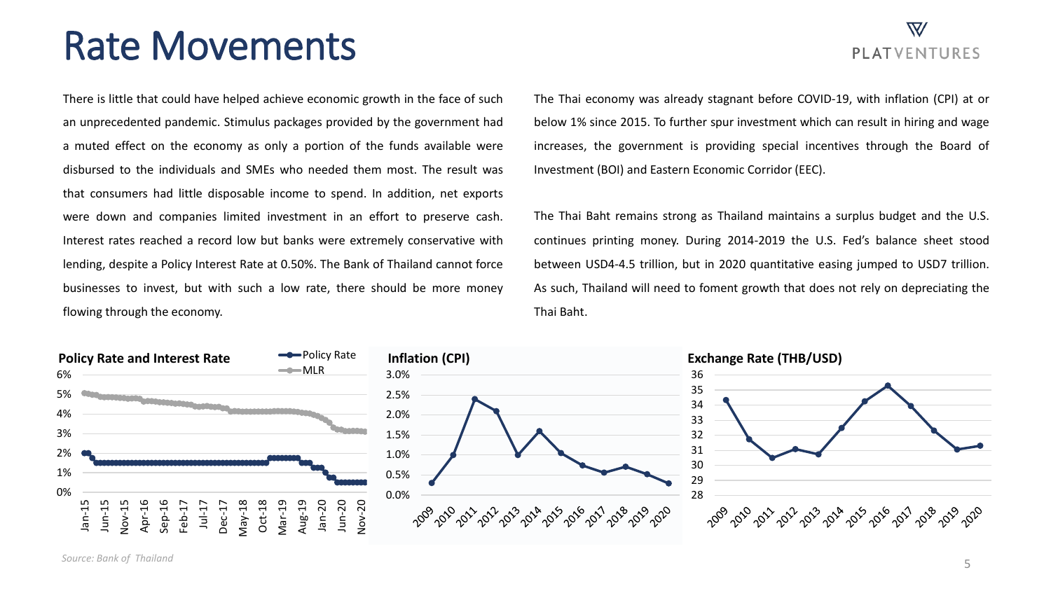# Rate Movements

There is little that could have helped achieve economic growth in the face of such an unprecedented pandemic. Stimulus packages provided by the government had a muted effect on the economy as only a portion of the funds available were disbursed to the individuals and SMEs who needed them most. The result was that consumers had little disposable income to spend. In addition, net exports were down and companies limited investment in an effort to preserve cash. Interest rates reached a record low but banks were extremely conservative with lending, despite a Policy Interest Rate at 0.50%. The Bank of Thailand cannot force businesses to invest, but with such a low rate, there should be more money flowing through the economy.

The Thai economy was already stagnant before COVID-19, with inflation (CPI) at or below 1% since 2015. To further spur investment which can result in hiring and wage increases, the government is providing special incentives through the Board of Investment (BOI) and Eastern Economic Corridor (EEC).

The Thai Baht remains strong as Thailand maintains a surplus budget and the U.S. continues printing money. During 2014-2019 the U.S. Fed's balance sheet stood between USD4-4.5 trillion, but in 2020 quantitative easing jumped to USD7 trillion. As such, Thailand will need to foment growth that does not rely on depreciating the Thai Baht.

**Policy Rate and Interest Rate**

**Inflation (CPI)**

**Exchange Rate (THB/USD)**

*Source: Bank of Thailand*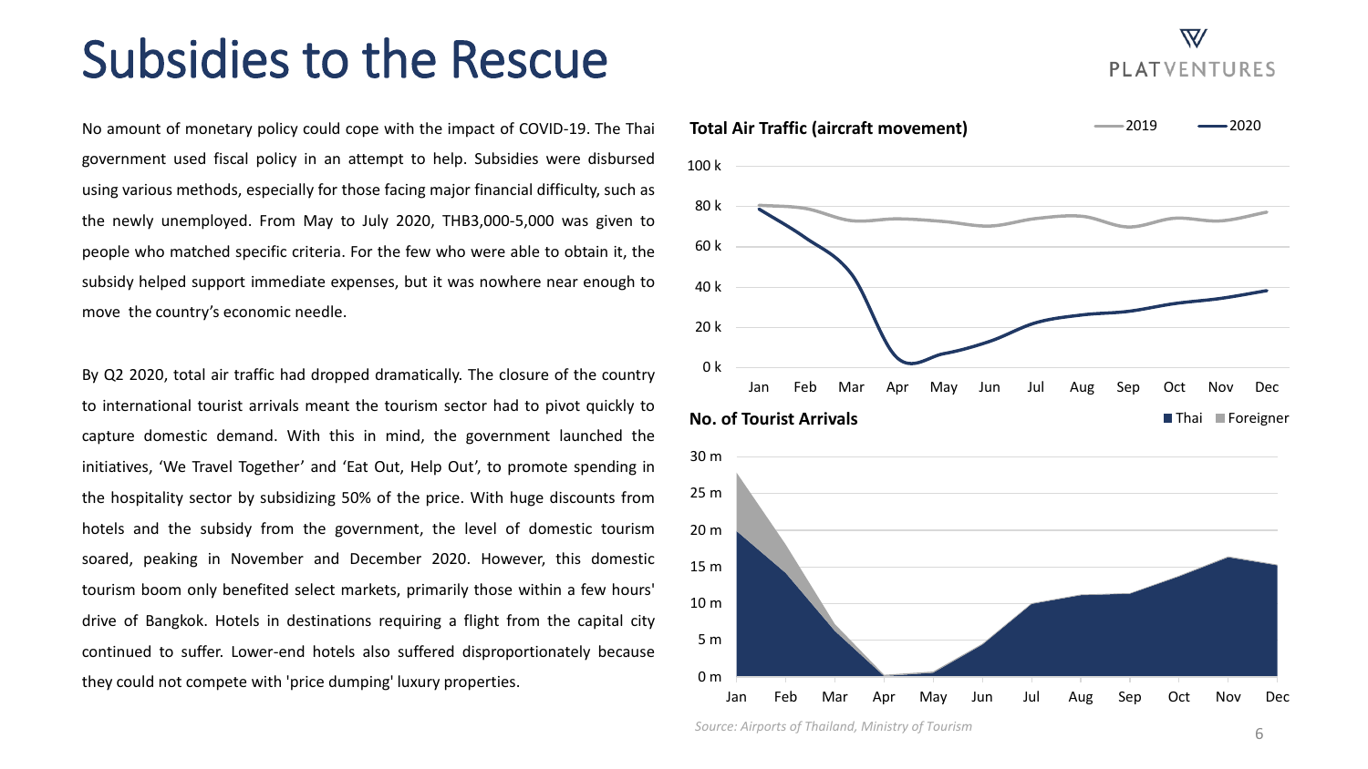# Subsidies to the Rescue

No amount of monetary policy could cope with the impact of COVID-19. The Thai government used fiscal policy in an attempt to help. Subsidies were disbursed using various methods, especially for those facing major financial difficulty, such as the newly unemployed. From May to July 2020, THB3,000-5,000 was given to people who matched specific criteria. For the few who were able to obtain it, the subsidy helped support immediate expenses, but it was nowhere near enough to move the country's economic needle.

By Q2 2020, total air traffic had dropped dramatically. The closure of the country to international tourist arrivals meant the tourism sector had to pivot quickly to capture domestic demand. With this in mind, the government launched the initiatives, 'We Travel Together' and 'Eat Out, Help Out', to promote spending in the hospitality sector by subsidizing 50% of the price. With huge discounts from hotels and the subsidy from the government, the level of domestic tourism soared, peaking in November and December 2020. However, this domestic tourism boom only benefited select markets, primarily those within a few hours' drive of Bangkok. Hotels in destinations requiring a flight from the capital city continued to suffer. Lower-end hotels also suffered disproportionately because they could not compete with 'price dumping' luxury properties.

**Total Air Traffic (aircraft movement)**

**No. of Tourist Arrivals**

*Source: Airports of Thailand, Ministry of Tourism*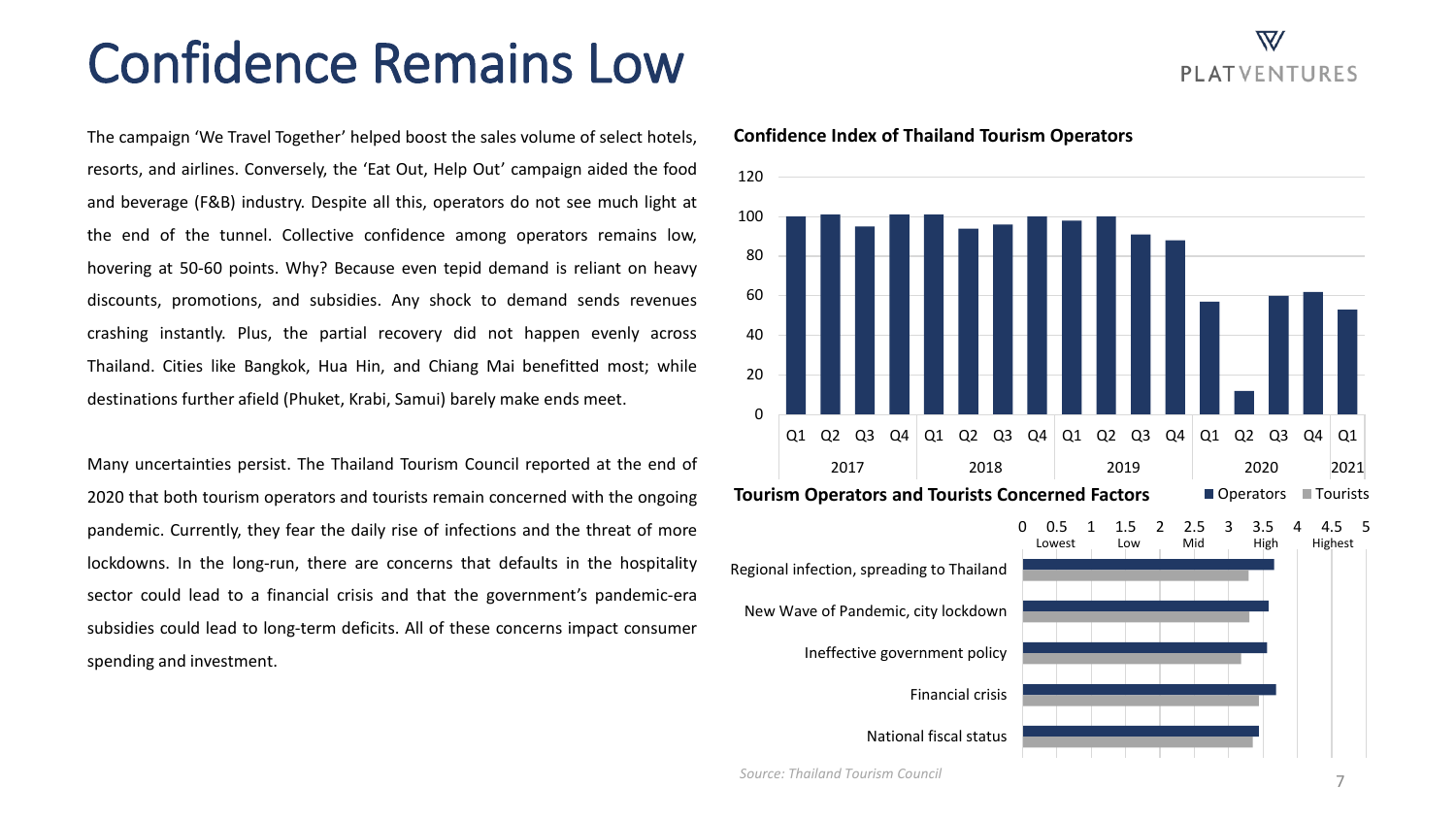# Confidence Remains Low

The campaign 'We Travel Together' helped boost the sales volume of select hotels, resorts, and airlines. Conversely, the 'Eat Out, Help Out' campaign aided the food and beverage (F&B) industry. Despite all this, operators do not see much light at the end of the tunnel. Collective confidence among operators remains low, hovering at 50-60 points. Why? Because even tepid demand is reliant on heavy discounts, promotions, and subsidies. Any shock to demand sends revenues crashing instantly. Plus, the partial recovery did not happen evenly across Thailand. Cities like Bangkok, Hua Hin, and Chiang Mai benefitted most; while destinations further afield (Phuket, Krabi, Samui) barely make ends meet.

Many uncertainties persist. The Thailand Tourism Council reported at the end of 2020 that both tourism operators and tourists remain concerned with the ongoing pandemic. Currently, they fear the daily rise of infections and the threat of more lockdowns. In the long-run, there are concerns that defaults in the hospitality sector could lead to a financial crisis and that the government's pandemic-era subsidies could lead to long-term deficits. All of these concerns impact consumer spending and investment.

**Confidence Index of Thailand Tourism Operators**

**Tourism Operators and Tourists Concerned Factors**

Source: Thailand Tourism Council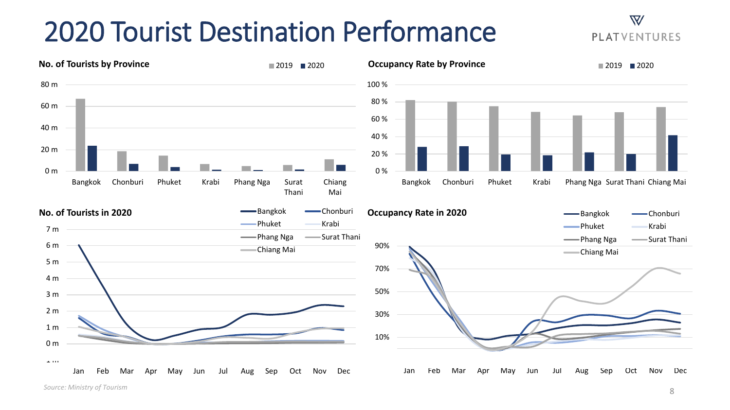# 2020 Tourist Destination Performance

### No. of Tourists by Province

2019 | 2020

80 m
60 m
40 m
20 m
0 m

Bangkok | Chonburi | Phuket | Krabi | Phang Nga | Surat Thani | Chiang Mai

### Occupancy Rate by Province

2019 | 2020

100 %
80 %
60 %
40 %
20 %
0 %

Bangkok | Chonburi | Phuket | Krabi | Phang Nga | Surat Thani | Chiang Mai

### No. of Tourists in 2020

Bangkok | Chonburi | Phuket | Krabi | Phang Nga | Surat Thani | Chiang Mai

7 m
6 m
5 m
4 m
3 m
2 m
1 m
0 m

Jan | Feb | Mar | Apr | May | Jun | Jul | Aug | Sep | Oct | Nov | Dec

### Occupancy Rate in 2020

Bangkok | Chonburi | Phuket | Krabi | Phang Nga | Surat Thani | Chiang Mai

90%
70%
50%
30%
10%

Jan | Feb | Mar | Apr | May | Jun | Jul | Aug | Sep | Oct | Nov | Dec

*Source: Ministry of Tourism*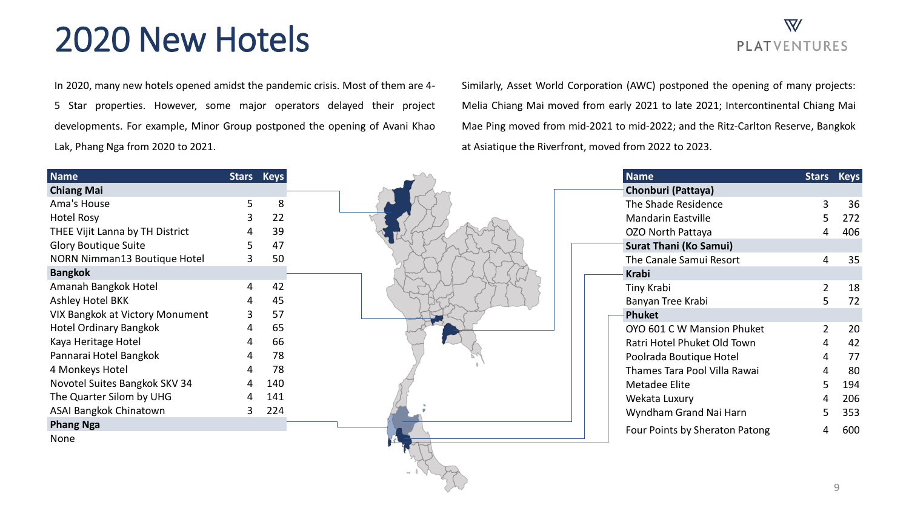# 2020 New Hotels

In 2020, many new hotels opened amidst the pandemic crisis. Most of them are 4-5 Star properties. However, some major operators delayed their project developments. For example, Minor Group postponed the opening of Avani Khao Lak, Phang Nga from 2020 to 2021.

Similarly, Asset World Corporation (AWC) postponed the opening of many projects: Melia Chiang Mai moved from early 2021 to late 2021; Intercontinental Chiang Mai Mae Ping moved from mid-2021 to mid-2022; and the Ritz-Carlton Reserve, Bangkok at Asiatique the Riverfront, moved from 2022 to 2023.

| Name | Stars | Keys |
|---|---|---|
| **Chiang Mai** | | |
| Ama's House | 5 | 8 |
| Hotel Rosy | 3 | 22 |
| THEE Vijit Lanna by TH District | 4 | 39 |
| Glory Boutique Suite | 5 | 47 |
| NORN Nimman13 Boutique Hotel | 3 | 50 |
| **Bangkok** | | |
| Amanah Bangkok Hotel | 4 | 42 |
| Ashley Hotel BKK | 4 | 45 |
| VIX Bangkok at Victory Monument | 3 | 57 |
| Hotel Ordinary Bangkok | 4 | 65 |
| Kaya Heritage Hotel | 4 | 66 |
| Pannarai Hotel Bangkok | 4 | 78 |
| 4 Monkeys Hotel | 4 | 78 |
| Novotel Suites Bangkok SKV 34 | 4 | 140 |
| The Quarter Silom by UHG | 4 | 141 |
| ASAI Bangkok Chinatown | 3 | 224 |
| **Phang Nga** | | |
| None | | |

| Name | Stars | Keys |
|---|---|---|
| **Chonburi (Pattaya)** | | |
| The Shade Residence | 3 | 36 |
| Mandarin Eastville | 5 | 272 |
| OZO North Pattaya | 4 | 406 |
| **Surat Thani (Ko Samui)** | | |
| The Canale Samui Resort | 4 | 35 |
| **Krabi** | | |
| Tiny Krabi | 2 | 18 |
| Banyan Tree Krabi | 5 | 72 |
| **Phuket** | | |
| OYO 601 C W Mansion Phuket | 2 | 20 |
| Ratri Hotel Phuket Old Town | 4 | 42 |
| Poolrada Boutique Hotel | 4 | 77 |
| Thames Tara Pool Villa Rawai | 4 | 80 |
| Metadee Elite | 5 | 194 |
| Wekata Luxury | 4 | 206 |
| Wyndham Grand Nai Harn | 5 | 353 |
| Four Points by Sheraton Patong | 4 | 600 |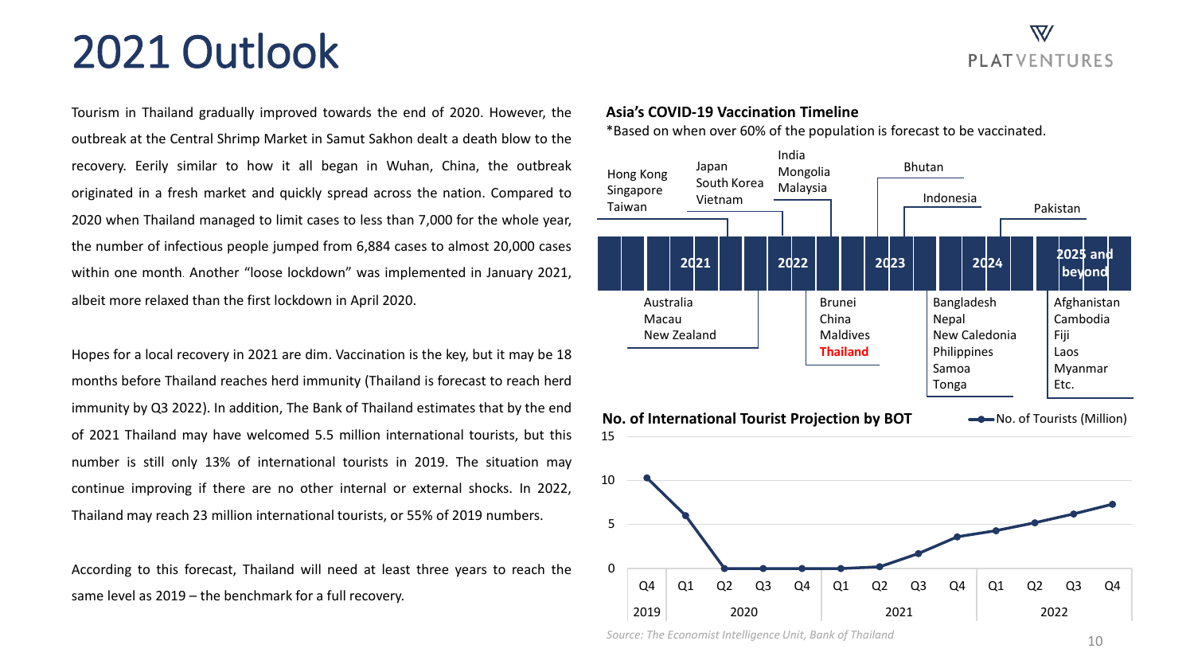# 2021 Outlook

Tourism in Thailand gradually improved towards the end of 2020. However, the outbreak at the Central Shrimp Market in Samut Sakhon dealt a death blow to the recovery. Eerily similar to how it all began in Wuhan, China, the outbreak originated in a fresh market and quickly spread across the nation. Compared to 2020 when Thailand managed to limit cases to less than 7,000 for the whole year, the number of infectious people jumped from 6,884 cases to almost 20,000 cases within one month. Another "loose lockdown" was implemented in January 2021, albeit more relaxed than the first lockdown in April 2020.

Hopes for a local recovery in 2021 are dim. Vaccination is the key, but it may be 18 months before Thailand reaches herd immunity (Thailand is forecast to reach herd immunity by Q3 2022). In addition, The Bank of Thailand estimates that by the end of 2021 Thailand may have welcomed 5.5 million international tourists, but this number is still only 13% of international tourists in 2019. The situation may continue improving if there are no other internal or external shocks. In 2022, Thailand may reach 23 million international tourists, or 55% of 2019 numbers.

According to this forecast, Thailand will need at least three years to reach the same level as 2019 – the benchmark for a full recovery.

**Asia's COVID-19 Vaccination Timeline**

*Based on when over 60% of the population is forecast to be vaccinated.

| Timeline | Countries |
| --- | --- |
| 2021 | Hong Kong, Singapore, Taiwan; Australia, Macau, New Zealand; Japan, South Korea, Vietnam |
| 2022 | India, Mongolia, Malaysia; Brunei, China, Maldives, **Thailand** |
| 2023 | Bhutan; Indonesia |
| 2024 | Bangladesh, Nepal, New Caledonia, Philippines, Samoa, Tonga; Pakistan |
| 2025 and beyond | Afghanistan, Cambodia, Fiji, Laos, Myanmar, Etc. |

**No. of International Tourist Projection by BOT**

No. of Tourists (Million)

| Year | Quarter | No. of Tourists (Million) (approx.) |
| --- | --- | --- |
| 2019 | Q4 | 10.2 |
| 2020 | Q1 | 6 |
| 2020 | Q2 | 0 |
| 2020 | Q3 | 0 |
| 2020 | Q4 | 0 |
| 2021 | Q1 | 0 |
| 2021 | Q2 | 0.2 |
| 2021 | Q3 | 1.7 |
| 2021 | Q4 | 3.6 |
| 2022 | Q1 | 4.3 |
| 2022 | Q2 | 5.2 |
| 2022 | Q3 | 6.2 |
| 2022 | Q4 | 7.3 |

*Source: The Economist Intelligence Unit, Bank of Thailand*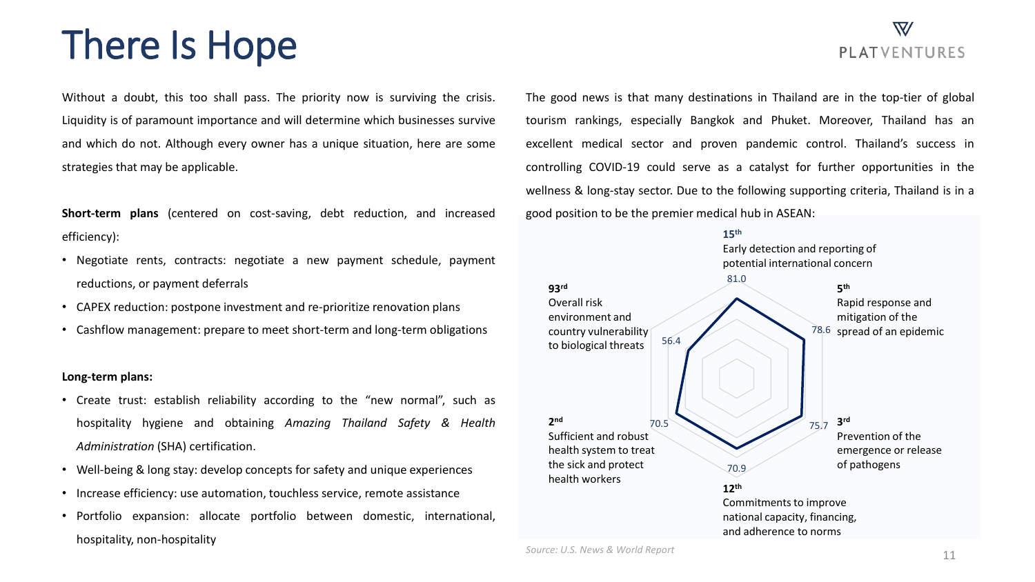# There Is Hope

Without a doubt, this too shall pass. The priority now is surviving the crisis. Liquidity is of paramount importance and will determine which businesses survive and which do not. Although every owner has a unique situation, here are some strategies that may be applicable.

**Short-term plans** (centered on cost-saving, debt reduction, and increased efficiency):

- Negotiate rents, contracts: negotiate a new payment schedule, payment reductions, or payment deferrals
- CAPEX reduction: postpone investment and re-prioritize renovation plans
- Cashflow management: prepare to meet short-term and long-term obligations

**Long-term plans:**

- Create trust: establish reliability according to the "new normal", such as hospitality hygiene and obtaining *Amazing Thailand Safety & Health Administration* (SHA) certification.
- Well-being & long stay: develop concepts for safety and unique experiences
- Increase efficiency: use automation, touchless service, remote assistance
- Portfolio expansion: allocate portfolio between domestic, international, hospitality, non-hospitality

The good news is that many destinations in Thailand are in the top-tier of global tourism rankings, especially Bangkok and Phuket. Moreover, Thailand has an excellent medical sector and proven pandemic control. Thailand's success in controlling COVID-19 could serve as a catalyst for further opportunities in the wellness & long-stay sector. Due to the following supporting criteria, Thailand is in a good position to be the premier medical hub in ASEAN:

| Rank | Criterion | Score |
| --- | --- | --- |
| 15th | Early detection and reporting of potential international concern | 81.0 |
| 5th | Rapid response and mitigation of the spread of an epidemic | 78.6 |
| 3rd | Prevention of the emergence or release of pathogens | 75.7 |
| 12th | Commitments to improve national capacity, financing, and adherence to norms | 70.9 |
| 2nd | Sufficient and robust health system to treat the sick and protect health workers | 70.5 |
| 93rd | Overall risk environment and country vulnerability to biological threats | 56.4 |

*Source: U.S. News & World Report*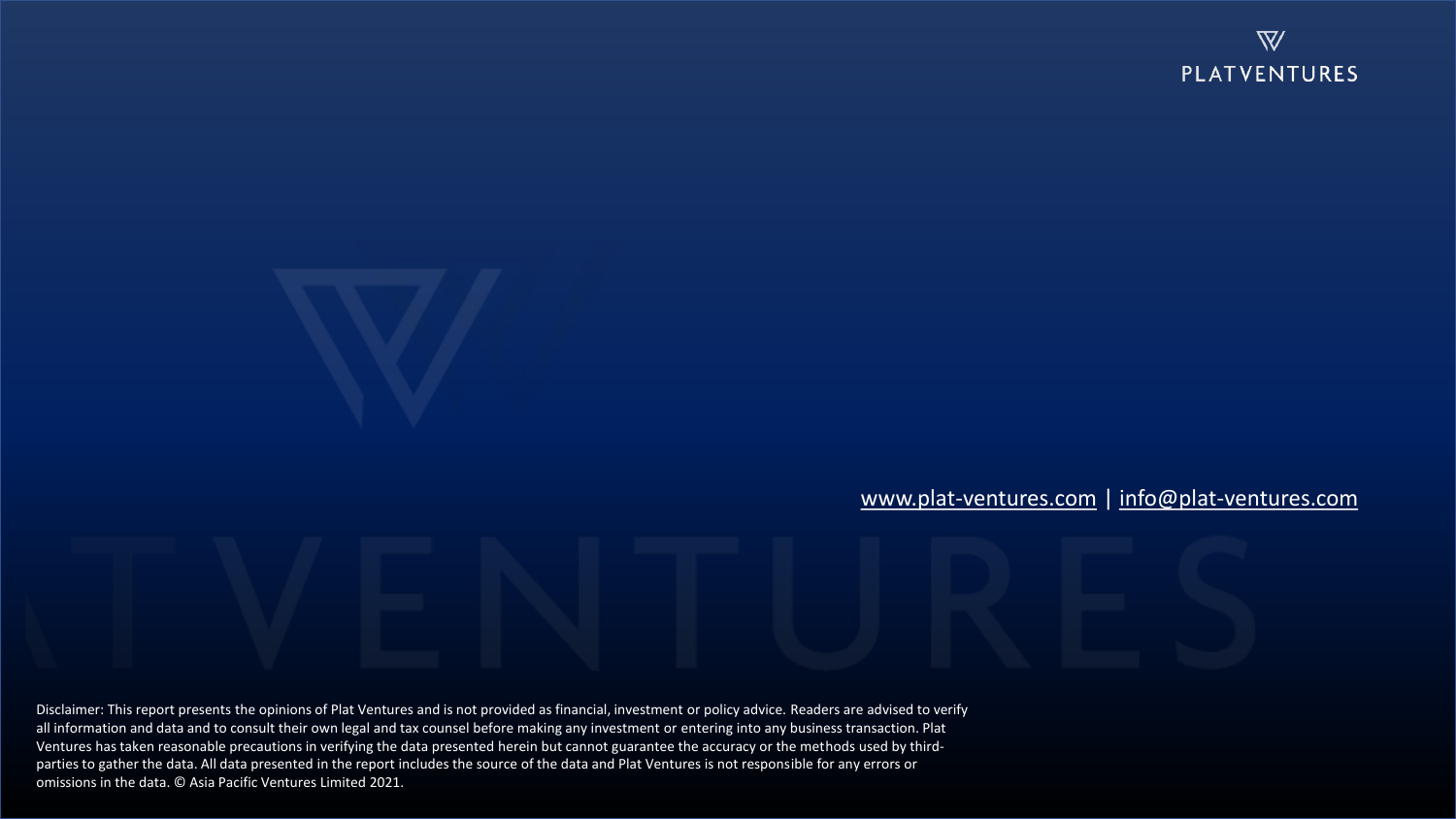PLATVENTURES

www.plat-ventures.com | info@plat-ventures.com

Disclaimer: This report presents the opinions of Plat Ventures and is not provided as financial, investment or policy advice. Readers are advised to verify all information and data and to consult their own legal and tax counsel before making any investment or entering into any business transaction. Plat Ventures has taken reasonable precautions in verifying the data presented herein but cannot guarantee the accuracy or the methods used by third-parties to gather the data. All data presented in the report includes the source of the data and Plat Ventures is not responsible for any errors or omissions in the data. © Asia Pacific Ventures Limited 2021.